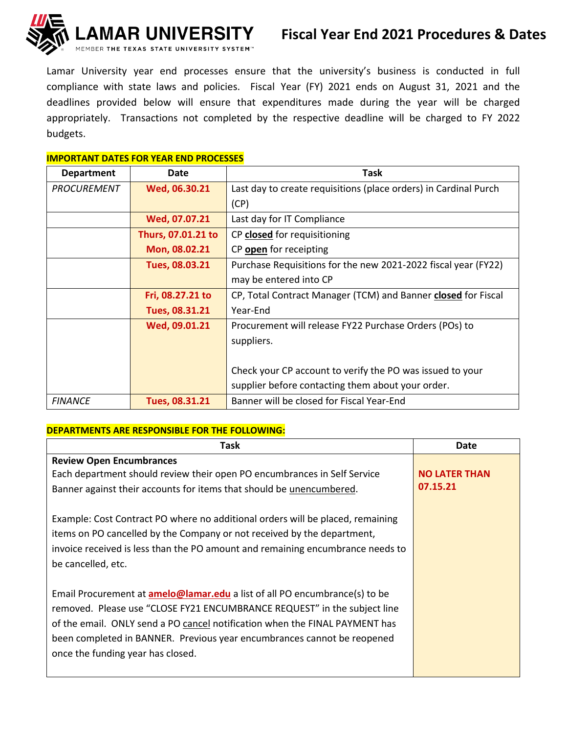# LAMAR UNIVERSITY

MEMBER THE TEXAS STATE UNIVERSITY SYSTEM™

## Fiscal Year End 2021 Procedures & Dates

Lamar University year end processes ensure that the university's business is conducted in full compliance with state laws and policies. Fiscal Year (FY) 2021 ends on August 31, 2021 and the deadlines provided below will ensure that expenditures made during the year will be charged appropriately. Transactions not completed by the respective deadline will be charged to FY 2022 budgets.

**IMPORTANT DATES FOR YEAR END PROCESSES**

| Department | Date | Task |
|---|---|---|
| *PROCUREMENT* | **Wed, 06.30.21** | Last day to create requisitions (place orders) in Cardinal Purch (CP) |
| | **Wed, 07.07.21** | Last day for IT Compliance |
| | **Thurs, 07.01.21 to Mon, 08.02.21** | CP **closed** for requisitioning<br>CP **open** for receipting |
| | **Tues, 08.03.21** | Purchase Requisitions for the new 2021-2022 fiscal year (FY22) may be entered into CP |
| | **Fri, 08.27.21 to Tues, 08.31.21** | CP, Total Contract Manager (TCM) and Banner **closed** for Fiscal Year-End |
| | **Wed, 09.01.21** | Procurement will release FY22 Purchase Orders (POs) to suppliers.<br><br>Check your CP account to verify the PO was issued to your supplier before contacting them about your order. |
| *FINANCE* | **Tues, 08.31.21** | Banner will be closed for Fiscal Year-End |

**DEPARTMENTS ARE RESPONSIBLE FOR THE FOLLOWING:**

| Task | Date |
|---|---|
| **Review Open Encumbrances**<br>Each department should review their open PO encumbrances in Self Service Banner against their accounts for items that should be unencumbered.<br><br>Example: Cost Contract PO where no additional orders will be placed, remaining items on PO cancelled by the Company or not received by the department, invoice received is less than the PO amount and remaining encumbrance needs to be cancelled, etc.<br><br>Email Procurement at **amelo@lamar.edu** a list of all PO encumbrance(s) to be removed. Please use "CLOSE FY21 ENCUMBRANCE REQUEST" in the subject line of the email. ONLY send a PO cancel notification when the FINAL PAYMENT has been completed in BANNER. Previous year encumbrances cannot be reopened once the funding year has closed. | **NO LATER THAN 07.15.21** |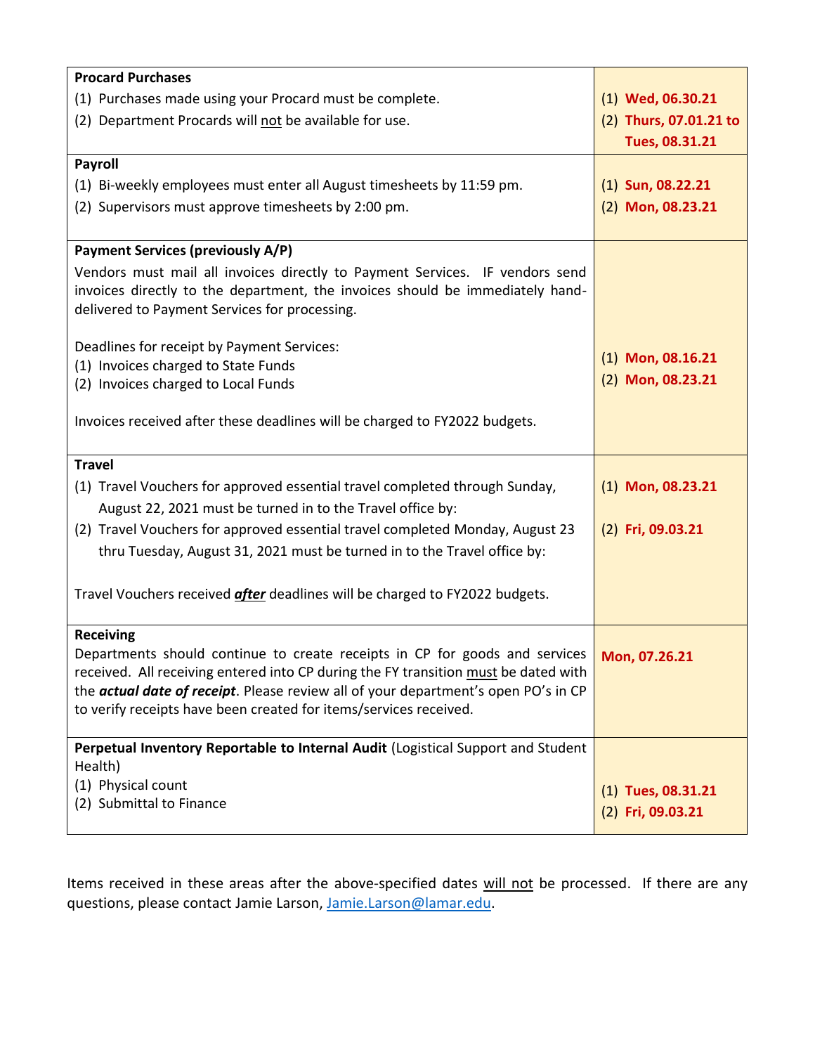| | |
|---|---|
| **Procard Purchases**<br>(1) Purchases made using your Procard must be complete.<br>(2) Department Procards will not be available for use. | (1) **Wed, 06.30.21**<br>(2) **Thurs, 07.01.21 to Tues, 08.31.21** |
| **Payroll**<br>(1) Bi-weekly employees must enter all August timesheets by 11:59 pm.<br>(2) Supervisors must approve timesheets by 2:00 pm. | (1) **Sun, 08.22.21**<br>(2) **Mon, 08.23.21** |
| **Payment Services (previously A/P)**<br>Vendors must mail all invoices directly to Payment Services. IF vendors send invoices directly to the department, the invoices should be immediately hand-delivered to Payment Services for processing.<br><br>Deadlines for receipt by Payment Services:<br>(1) Invoices charged to State Funds<br>(2) Invoices charged to Local Funds<br><br>Invoices received after these deadlines will be charged to FY2022 budgets. | (1) **Mon, 08.16.21**<br>(2) **Mon, 08.23.21** |
| **Travel**<br>(1) Travel Vouchers for approved essential travel completed through Sunday, August 22, 2021 must be turned in to the Travel office by:<br>(2) Travel Vouchers for approved essential travel completed Monday, August 23 thru Tuesday, August 31, 2021 must be turned in to the Travel office by:<br><br>Travel Vouchers received ***after*** deadlines will be charged to FY2022 budgets. | (1) **Mon, 08.23.21**<br>(2) **Fri, 09.03.21** |
| **Receiving**<br>Departments should continue to create receipts in CP for goods and services received. All receiving entered into CP during the FY transition must be dated with the ***actual date of receipt***. Please review all of your department's open PO's in CP to verify receipts have been created for items/services received. | **Mon, 07.26.21** |
| **Perpetual Inventory Reportable to Internal Audit** (Logistical Support and Student Health)<br>(1) Physical count<br>(2) Submittal to Finance | (1) **Tues, 08.31.21**<br>(2) **Fri, 09.03.21** |

Items received in these areas after the above-specified dates will not be processed. If there are any questions, please contact Jamie Larson, Jamie.Larson@lamar.edu.